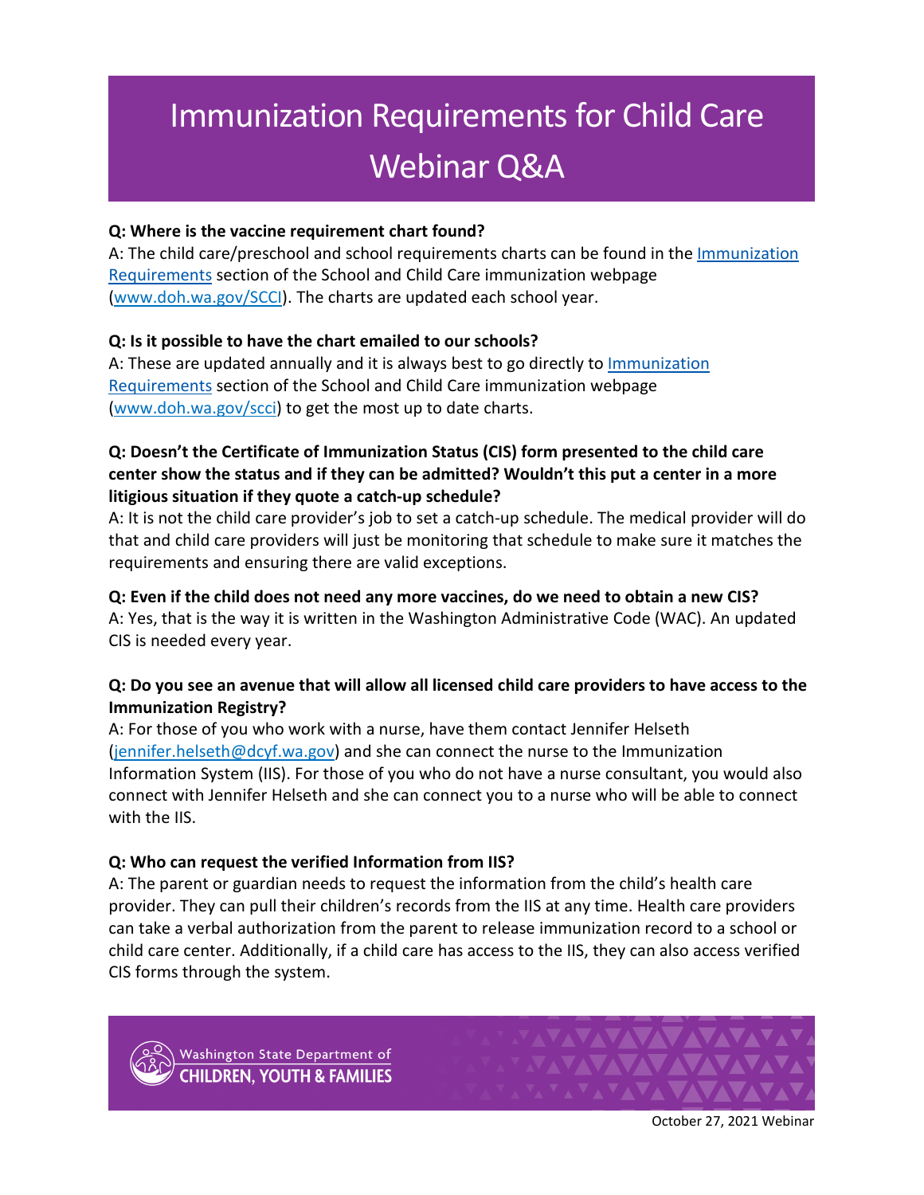# Immunization Requirements for Child Care Webinar Q&A

**Q: Where is the vaccine requirement chart found?**

A: The child care/preschool and school requirements charts can be found in the Immunization Requirements section of the School and Child Care immunization webpage (www.doh.wa.gov/SCCI). The charts are updated each school year.

**Q: Is it possible to have the chart emailed to our schools?**

A: These are updated annually and it is always best to go directly to Immunization Requirements section of the School and Child Care immunization webpage (www.doh.wa.gov/scci) to get the most up to date charts.

**Q: Doesn't the Certificate of Immunization Status (CIS) form presented to the child care center show the status and if they can be admitted? Wouldn't this put a center in a more litigious situation if they quote a catch-up schedule?**

A: It is not the child care provider's job to set a catch-up schedule. The medical provider will do that and child care providers will just be monitoring that schedule to make sure it matches the requirements and ensuring there are valid exceptions.

**Q: Even if the child does not need any more vaccines, do we need to obtain a new CIS?**

A: Yes, that is the way it is written in the Washington Administrative Code (WAC). An updated CIS is needed every year.

**Q: Do you see an avenue that will allow all licensed child care providers to have access to the Immunization Registry?**

A: For those of you who work with a nurse, have them contact Jennifer Helseth (jennifer.helseth@dcyf.wa.gov) and she can connect the nurse to the Immunization Information System (IIS). For those of you who do not have a nurse consultant, you would also connect with Jennifer Helseth and she can connect you to a nurse who will be able to connect with the IIS.

**Q: Who can request the verified Information from IIS?**

A: The parent or guardian needs to request the information from the child's health care provider. They can pull their children's records from the IIS at any time. Health care providers can take a verbal authorization from the parent to release immunization record to a school or child care center. Additionally, if a child care has access to the IIS, they can also access verified CIS forms through the system.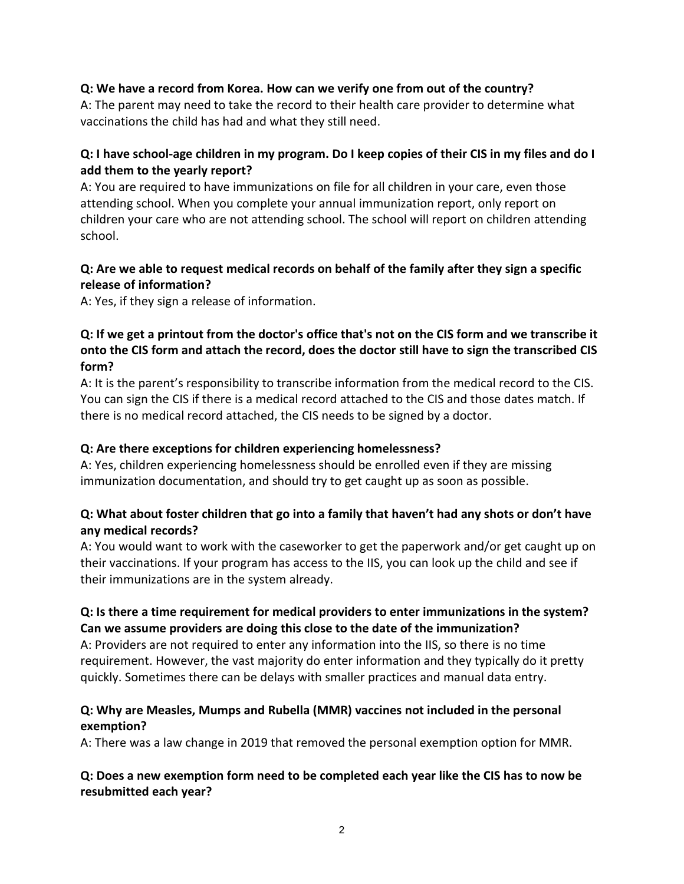**Q: We have a record from Korea. How can we verify one from out of the country?**

A: The parent may need to take the record to their health care provider to determine what vaccinations the child has had and what they still need.

**Q: I have school-age children in my program. Do I keep copies of their CIS in my files and do I add them to the yearly report?**

A: You are required to have immunizations on file for all children in your care, even those attending school. When you complete your annual immunization report, only report on children your care who are not attending school. The school will report on children attending school.

**Q: Are we able to request medical records on behalf of the family after they sign a specific release of information?**

A: Yes, if they sign a release of information.

**Q: If we get a printout from the doctor's office that's not on the CIS form and we transcribe it onto the CIS form and attach the record, does the doctor still have to sign the transcribed CIS form?**

A: It is the parent's responsibility to transcribe information from the medical record to the CIS. You can sign the CIS if there is a medical record attached to the CIS and those dates match. If there is no medical record attached, the CIS needs to be signed by a doctor.

**Q: Are there exceptions for children experiencing homelessness?**

A: Yes, children experiencing homelessness should be enrolled even if they are missing immunization documentation, and should try to get caught up as soon as possible.

**Q: What about foster children that go into a family that haven't had any shots or don't have any medical records?**

A: You would want to work with the caseworker to get the paperwork and/or get caught up on their vaccinations. If your program has access to the IIS, you can look up the child and see if their immunizations are in the system already.

**Q: Is there a time requirement for medical providers to enter immunizations in the system? Can we assume providers are doing this close to the date of the immunization?**

A: Providers are not required to enter any information into the IIS, so there is no time requirement. However, the vast majority do enter information and they typically do it pretty quickly. Sometimes there can be delays with smaller practices and manual data entry.

**Q: Why are Measles, Mumps and Rubella (MMR) vaccines not included in the personal exemption?**

A: There was a law change in 2019 that removed the personal exemption option for MMR.

**Q: Does a new exemption form need to be completed each year like the CIS has to now be resubmitted each year?**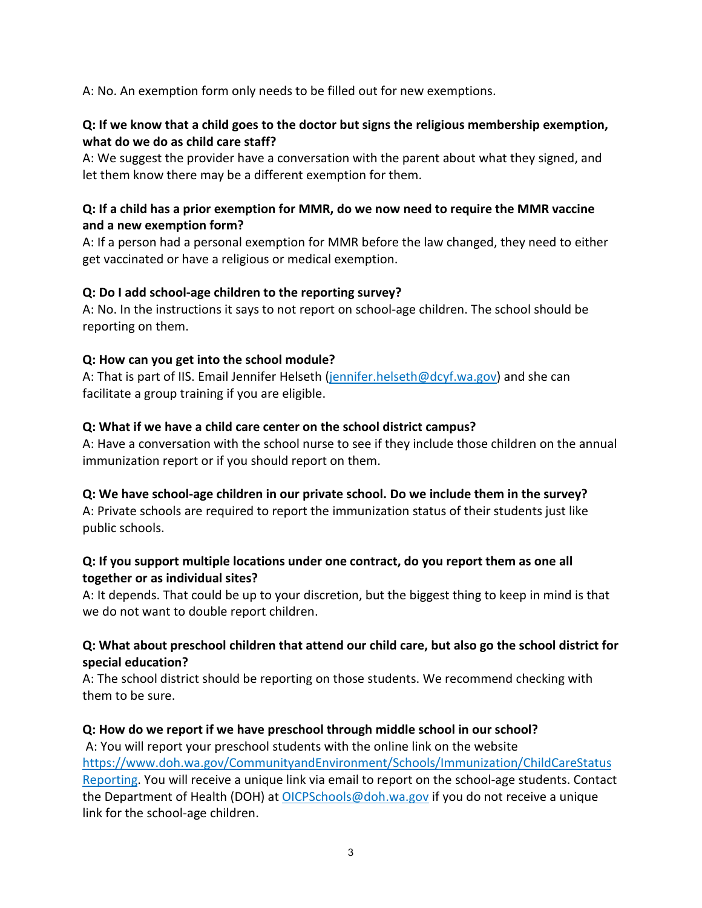A: No. An exemption form only needs to be filled out for new exemptions.

**Q: If we know that a child goes to the doctor but signs the religious membership exemption, what do we do as child care staff?**
A: We suggest the provider have a conversation with the parent about what they signed, and let them know there may be a different exemption for them.

**Q: If a child has a prior exemption for MMR, do we now need to require the MMR vaccine and a new exemption form?**
A: If a person had a personal exemption for MMR before the law changed, they need to either get vaccinated or have a religious or medical exemption.

**Q: Do I add school-age children to the reporting survey?**
A: No. In the instructions it says to not report on school-age children. The school should be reporting on them.

**Q: How can you get into the school module?**
A: That is part of IIS. Email Jennifer Helseth ([jennifer.helseth@dcyf.wa.gov](mailto:jennifer.helseth@dcyf.wa.gov)) and she can facilitate a group training if you are eligible.

**Q: What if we have a child care center on the school district campus?**
A: Have a conversation with the school nurse to see if they include those children on the annual immunization report or if you should report on them.

**Q: We have school-age children in our private school. Do we include them in the survey?**
A: Private schools are required to report the immunization status of their students just like public schools.

**Q: If you support multiple locations under one contract, do you report them as one all together or as individual sites?**
A: It depends. That could be up to your discretion, but the biggest thing to keep in mind is that we do not want to double report children.

**Q: What about preschool children that attend our child care, but also go the school district for special education?**
A: The school district should be reporting on those students. We recommend checking with them to be sure.

**Q: How do we report if we have preschool through middle school in our school?**
A: You will report your preschool students with the online link on the website [https://www.doh.wa.gov/CommunityandEnvironment/Schools/Immunization/ChildCareStatusReporting](https://www.doh.wa.gov/CommunityandEnvironment/Schools/Immunization/ChildCareStatusReporting). You will receive a unique link via email to report on the school-age students. Contact the Department of Health (DOH) at [OICPSchools@doh.wa.gov](mailto:OICPSchools@doh.wa.gov) if you do not receive a unique link for the school-age children.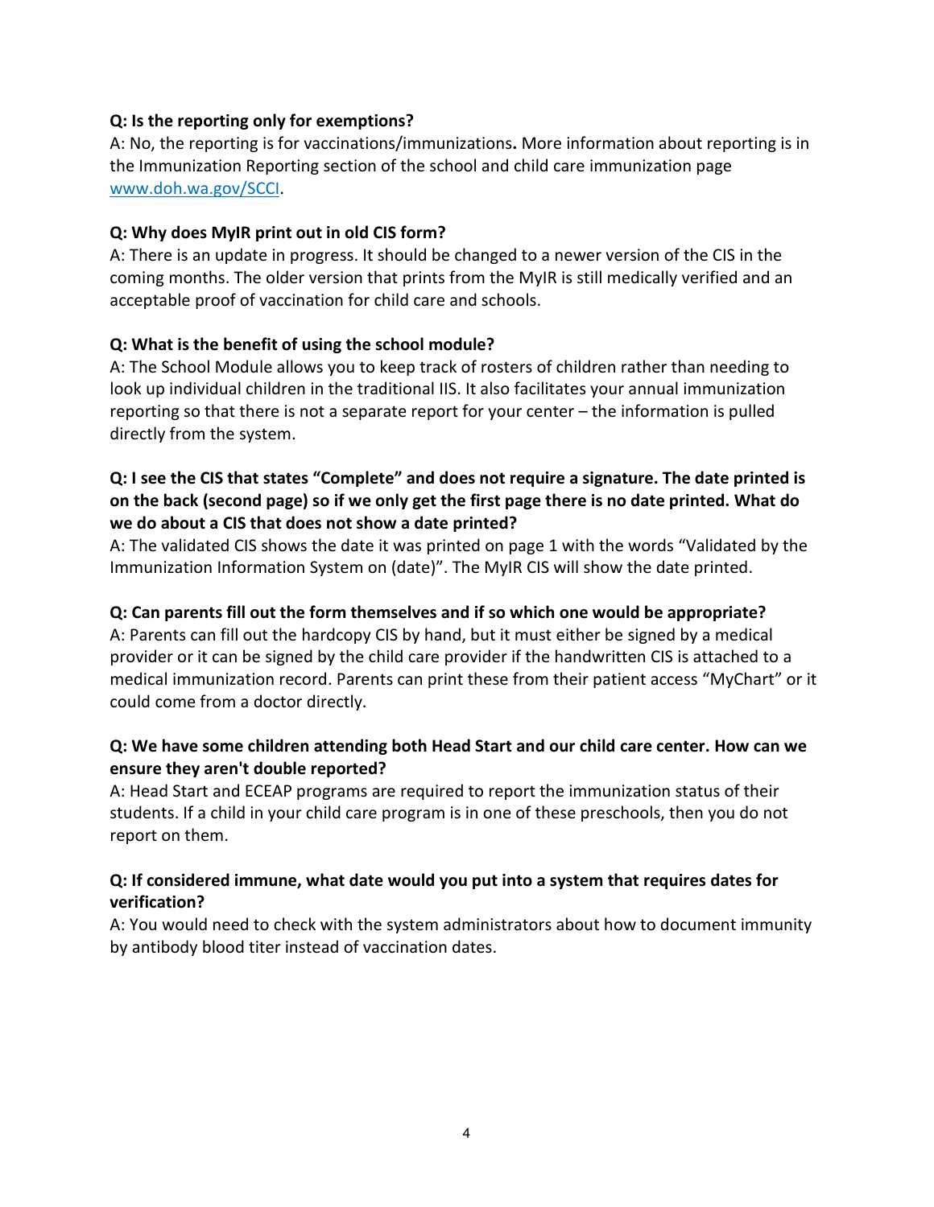**Q: Is the reporting only for exemptions?**

A: No, the reporting is for vaccinations/immunizations**.** More information about reporting is in the Immunization Reporting section of the school and child care immunization page [www.doh.wa.gov/SCCI](www.doh.wa.gov/SCCI).

**Q: Why does MyIR print out in old CIS form?**

A: There is an update in progress. It should be changed to a newer version of the CIS in the coming months. The older version that prints from the MyIR is still medically verified and an acceptable proof of vaccination for child care and schools.

**Q: What is the benefit of using the school module?**

A: The School Module allows you to keep track of rosters of children rather than needing to look up individual children in the traditional IIS. It also facilitates your annual immunization reporting so that there is not a separate report for your center – the information is pulled directly from the system.

**Q: I see the CIS that states "Complete" and does not require a signature. The date printed is on the back (second page) so if we only get the first page there is no date printed. What do we do about a CIS that does not show a date printed?**

A: The validated CIS shows the date it was printed on page 1 with the words "Validated by the Immunization Information System on (date)". The MyIR CIS will show the date printed.

**Q: Can parents fill out the form themselves and if so which one would be appropriate?**

A: Parents can fill out the hardcopy CIS by hand, but it must either be signed by a medical provider or it can be signed by the child care provider if the handwritten CIS is attached to a medical immunization record. Parents can print these from their patient access "MyChart" or it could come from a doctor directly.

**Q: We have some children attending both Head Start and our child care center. How can we ensure they aren't double reported?**

A: Head Start and ECEAP programs are required to report the immunization status of their students. If a child in your child care program is in one of these preschools, then you do not report on them.

**Q: If considered immune, what date would you put into a system that requires dates for verification?**

A: You would need to check with the system administrators about how to document immunity by antibody blood titer instead of vaccination dates.